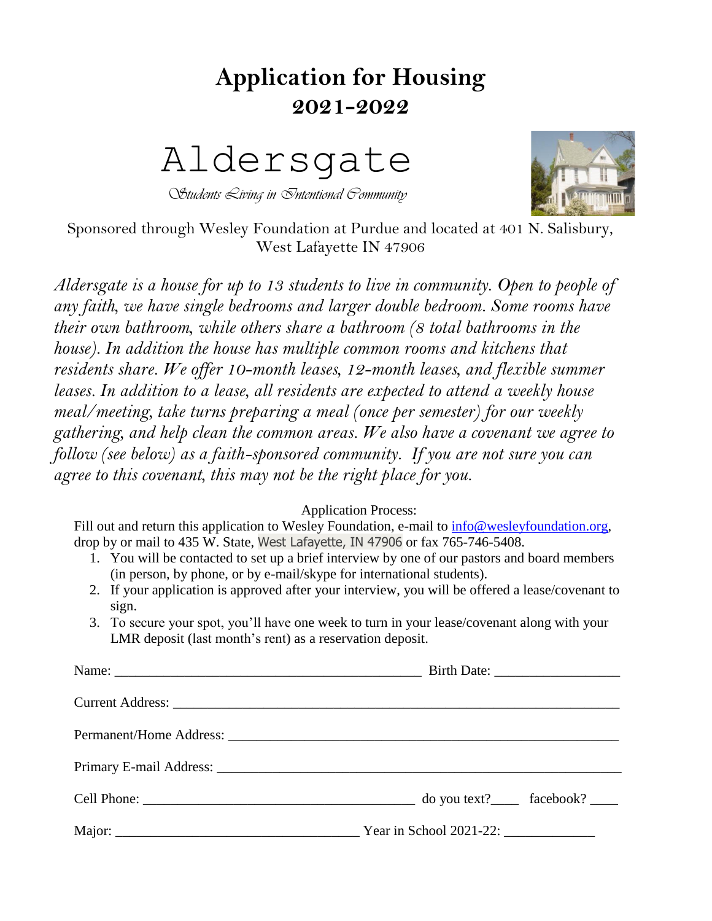# Application for Housing
## 2021-2022

# Aldersgate

*Students Living in Intentional Community*

Sponsored through Wesley Foundation at Purdue and located at 401 N. Salisbury, West Lafayette IN 47906

*Aldersgate is a house for up to 13 students to live in community. Open to people of any faith, we have single bedrooms and larger double bedroom. Some rooms have their own bathroom, while others share a bathroom (8 total bathrooms in the house). In addition the house has multiple common rooms and kitchens that residents share. We offer 10-month leases, 12-month leases, and flexible summer leases. In addition to a lease, all residents are expected to attend a weekly house meal/meeting, take turns preparing a meal (once per semester) for our weekly gathering, and help clean the common areas. We also have a covenant we agree to follow (see below) as a faith-sponsored community. If you are not sure you can agree to this covenant, this may not be the right place for you.*

Application Process:

Fill out and return this application to Wesley Foundation, e-mail to info@wesleyfoundation.org, drop by or mail to 435 W. State, West Lafayette, IN 47906 or fax 765-746-5408.

1. You will be contacted to set up a brief interview by one of our pastors and board members (in person, by phone, or by e-mail/skype for international students).
2. If your application is approved after your interview, you will be offered a lease/covenant to sign.
3. To secure your spot, you'll have one week to turn in your lease/covenant along with your LMR deposit (last month's rent) as a reservation deposit.

Name: ____________________________________________ Birth Date: _________________

Current Address: _________________________________________________________________

Permanent/Home Address: ___________________________________________________________

Primary E-mail Address: ____________________________________________________________

Cell Phone: _______________________________________ do you text?____ facebook? ____

Major: __________________________________ Year in School 2021-22: _____________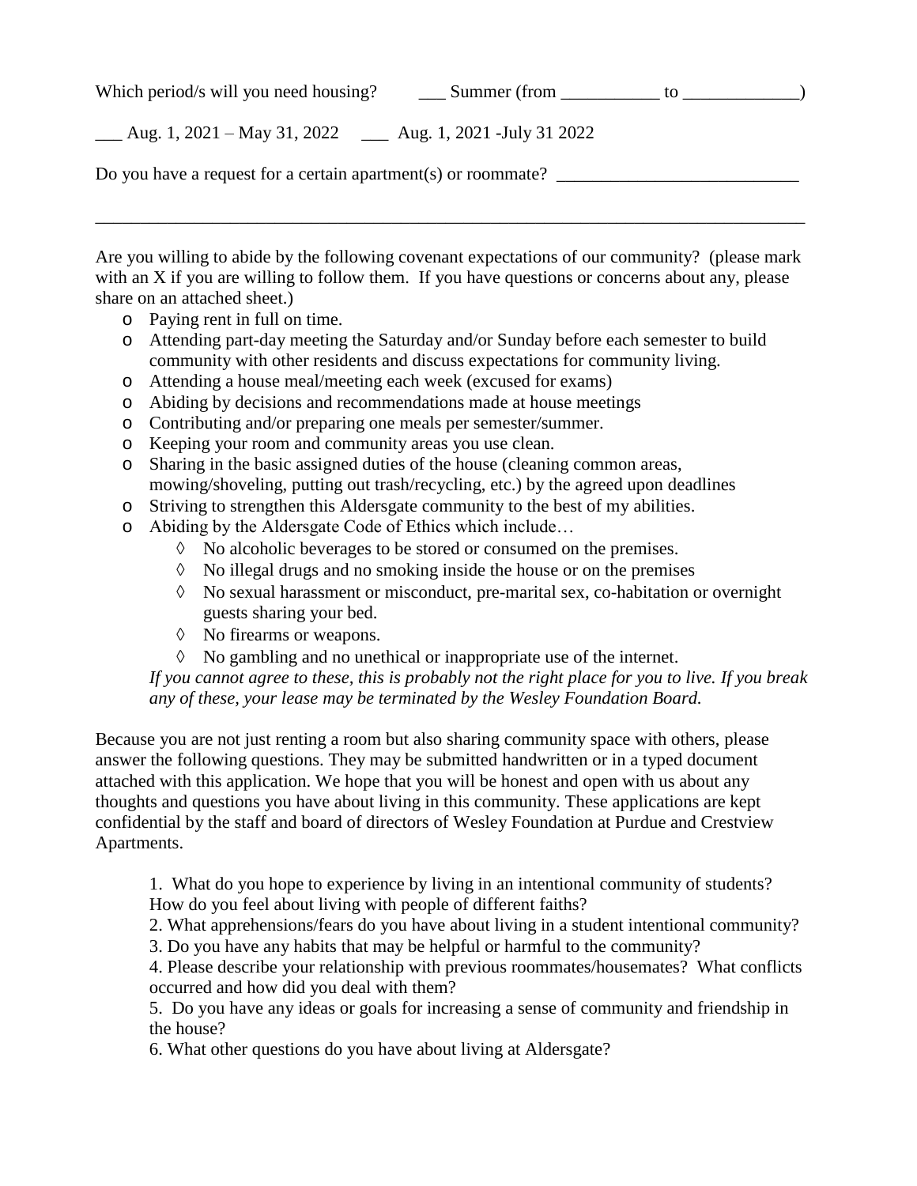Which period/s will you need housing? ___ Summer (from ___________ to _____________)

___ Aug. 1, 2021 – May 31, 2022 ___ Aug. 1, 2021 -July 31 2022

Do you have a request for a certain apartment(s) or roommate? ___________________________

_______________________________________________________________________________

Are you willing to abide by the following covenant expectations of our community? (please mark with an X if you are willing to follow them. If you have questions or concerns about any, please share on an attached sheet.)

- Paying rent in full on time.
- Attending part-day meeting the Saturday and/or Sunday before each semester to build community with other residents and discuss expectations for community living.
- Attending a house meal/meeting each week (excused for exams)
- Abiding by decisions and recommendations made at house meetings
- Contributing and/or preparing one meals per semester/summer.
- Keeping your room and community areas you use clean.
- Sharing in the basic assigned duties of the house (cleaning common areas, mowing/shoveling, putting out trash/recycling, etc.) by the agreed upon deadlines
- Striving to strengthen this Aldersgate community to the best of my abilities.
- Abiding by the Aldersgate Code of Ethics which include…
  - No alcoholic beverages to be stored or consumed on the premises.
  - No illegal drugs and no smoking inside the house or on the premises
  - No sexual harassment or misconduct, pre-marital sex, co-habitation or overnight guests sharing your bed.
  - No firearms or weapons.
  - No gambling and no unethical or inappropriate use of the internet.

  *If you cannot agree to these, this is probably not the right place for you to live. If you break any of these, your lease may be terminated by the Wesley Foundation Board.*

Because you are not just renting a room but also sharing community space with others, please answer the following questions. They may be submitted handwritten or in a typed document attached with this application. We hope that you will be honest and open with us about any thoughts and questions you have about living in this community. These applications are kept confidential by the staff and board of directors of Wesley Foundation at Purdue and Crestview Apartments.

1. What do you hope to experience by living in an intentional community of students? How do you feel about living with people of different faiths?
2. What apprehensions/fears do you have about living in a student intentional community?
3. Do you have any habits that may be helpful or harmful to the community?
4. Please describe your relationship with previous roommates/housemates? What conflicts occurred and how did you deal with them?
5. Do you have any ideas or goals for increasing a sense of community and friendship in the house?
6. What other questions do you have about living at Aldersgate?